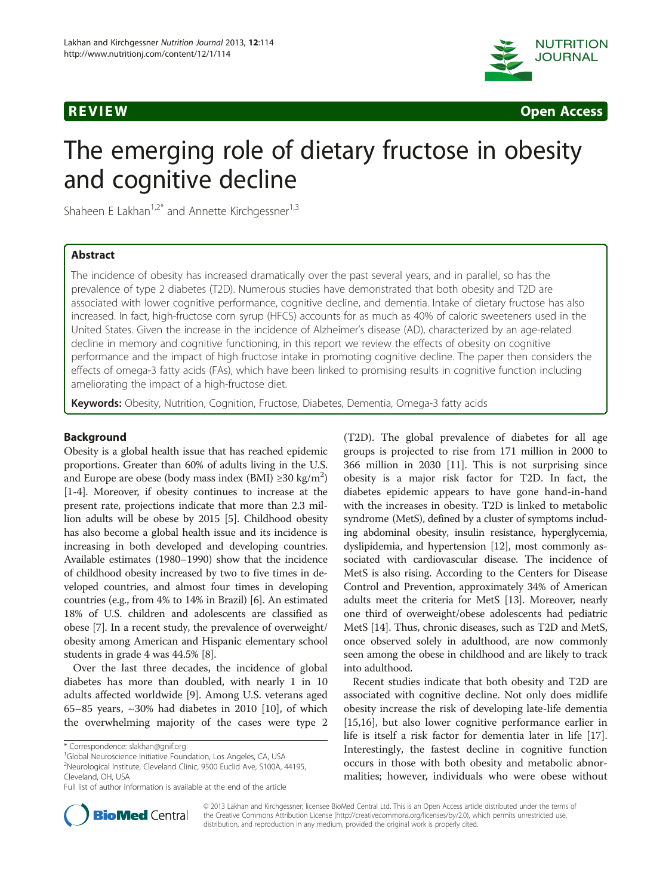REVIEW Open Access

# The emerging role of dietary fructose in obesity and cognitive decline

Shaheen E Lakhan[1,2*] and Annette Kirchgessner[1,3]

## Abstract

The incidence of obesity has increased dramatically over the past several years, and in parallel, so has the prevalence of type 2 diabetes (T2D). Numerous studies have demonstrated that both obesity and T2D are associated with lower cognitive performance, cognitive decline, and dementia. Intake of dietary fructose has also increased. In fact, high-fructose corn syrup (HFCS) accounts for as much as 40% of caloric sweeteners used in the United States. Given the increase in the incidence of Alzheimer's disease (AD), characterized by an age-related decline in memory and cognitive functioning, in this report we review the effects of obesity on cognitive performance and the impact of high fructose intake in promoting cognitive decline. The paper then considers the effects of omega-3 fatty acids (FAs), which have been linked to promising results in cognitive function including ameliorating the impact of a high-fructose diet.

**Keywords:** Obesity, Nutrition, Cognition, Fructose, Diabetes, Dementia, Omega-3 fatty acids

## Background

Obesity is a global health issue that has reached epidemic proportions. Greater than 60% of adults living in the U.S. and Europe are obese (body mass index (BMI) $\geq$30 kg/m$^2$) [1-4]. Moreover, if obesity continues to increase at the present rate, projections indicate that more than 2.3 million adults will be obese by 2015 [5]. Childhood obesity has also become a global health issue and its incidence is increasing in both developed and developing countries. Available estimates (1980–1990) show that the incidence of childhood obesity increased by two to five times in developed countries, and almost four times in developing countries (e.g., from 4% to 14% in Brazil) [6]. An estimated 18% of U.S. children and adolescents are classified as obese [7]. In a recent study, the prevalence of overweight/obesity among American and Hispanic elementary school students in grade 4 was 44.5% [8].

Over the last three decades, the incidence of global diabetes has more than doubled, with nearly 1 in 10 adults affected worldwide [9]. Among U.S. veterans aged 65–85 years, ~30% had diabetes in 2010 [10], of which the overwhelming majority of the cases were type 2 (T2D). The global prevalence of diabetes for all age groups is projected to rise from 171 million in 2000 to 366 million in 2030 [11]. This is not surprising since obesity is a major risk factor for T2D. In fact, the diabetes epidemic appears to have gone hand-in-hand with the increases in obesity. T2D is linked to metabolic syndrome (MetS), defined by a cluster of symptoms including abdominal obesity, insulin resistance, hyperglycemia, dyslipidemia, and hypertension [12], most commonly associated with cardiovascular disease. The incidence of MetS is also rising. According to the Centers for Disease Control and Prevention, approximately 34% of American adults meet the criteria for MetS [13]. Moreover, nearly one third of overweight/obese adolescents had pediatric MetS [14]. Thus, chronic diseases, such as T2D and MetS, once observed solely in adulthood, are now commonly seen among the obese in childhood and are likely to track into adulthood.

Recent studies indicate that both obesity and T2D are associated with cognitive decline. Not only does midlife obesity increase the risk of developing late-life dementia [15,16], but also lower cognitive performance earlier in life is itself a risk factor for dementia later in life [17]. Interestingly, the fastest decline in cognitive function occurs in those with both obesity and metabolic abnormalities; however, individuals who were obese without

\* Correspondence: slakhan@gnif.org
[1]Global Neuroscience Initiative Foundation, Los Angeles, CA, USA
[2]Neurological Institute, Cleveland Clinic, 9500 Euclid Ave, S100A, 44195, Cleveland, OH, USA
Full list of author information is available at the end of the article

© 2013 Lakhan and Kirchgessner; licensee BioMed Central Ltd. This is an Open Access article distributed under the terms of the Creative Commons Attribution License (http://creativecommons.org/licenses/by/2.0), which permits unrestricted use, distribution, and reproduction in any medium, provided the original work is properly cited.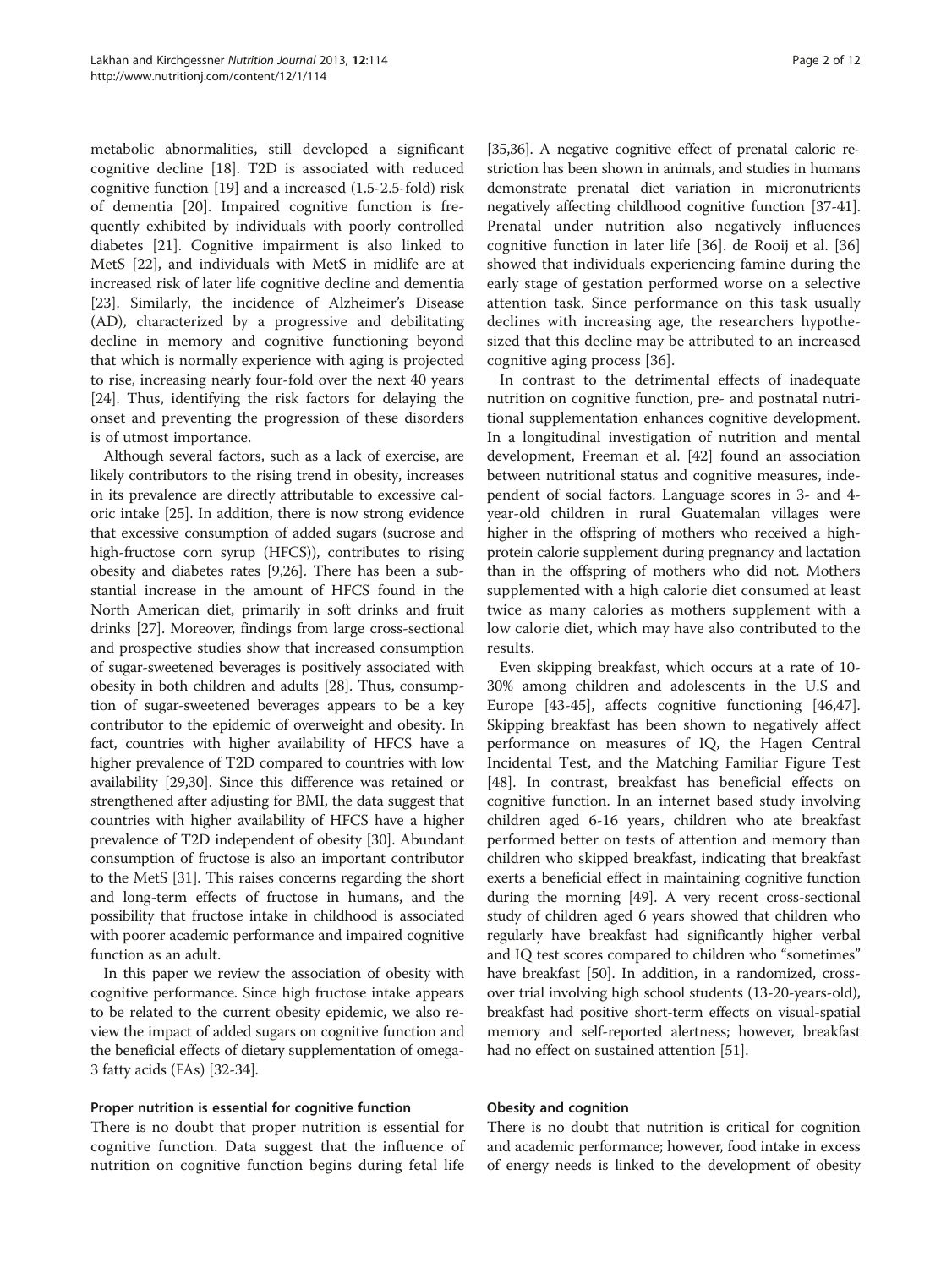metabolic abnormalities, still developed a significant cognitive decline [18]. T2D is associated with reduced cognitive function [19] and a increased (1.5-2.5-fold) risk of dementia [20]. Impaired cognitive function is frequently exhibited by individuals with poorly controlled diabetes [21]. Cognitive impairment is also linked to MetS [22], and individuals with MetS in midlife are at increased risk of later life cognitive decline and dementia [23]. Similarly, the incidence of Alzheimer's Disease (AD), characterized by a progressive and debilitating decline in memory and cognitive functioning beyond that which is normally experience with aging is projected to rise, increasing nearly four-fold over the next 40 years [24]. Thus, identifying the risk factors for delaying the onset and preventing the progression of these disorders is of utmost importance.

Although several factors, such as a lack of exercise, are likely contributors to the rising trend in obesity, increases in its prevalence are directly attributable to excessive caloric intake [25]. In addition, there is now strong evidence that excessive consumption of added sugars (sucrose and high-fructose corn syrup (HFCS)), contributes to rising obesity and diabetes rates [9,26]. There has been a substantial increase in the amount of HFCS found in the North American diet, primarily in soft drinks and fruit drinks [27]. Moreover, findings from large cross-sectional and prospective studies show that increased consumption of sugar-sweetened beverages is positively associated with obesity in both children and adults [28]. Thus, consumption of sugar-sweetened beverages appears to be a key contributor to the epidemic of overweight and obesity. In fact, countries with higher availability of HFCS have a higher prevalence of T2D compared to countries with low availability [29,30]. Since this difference was retained or strengthened after adjusting for BMI, the data suggest that countries with higher availability of HFCS have a higher prevalence of T2D independent of obesity [30]. Abundant consumption of fructose is also an important contributor to the MetS [31]. This raises concerns regarding the short and long-term effects of fructose in humans, and the possibility that fructose intake in childhood is associated with poorer academic performance and impaired cognitive function as an adult.

In this paper we review the association of obesity with cognitive performance. Since high fructose intake appears to be related to the current obesity epidemic, we also review the impact of added sugars on cognitive function and the beneficial effects of dietary supplementation of omega-3 fatty acids (FAs) [32-34].

## Proper nutrition is essential for cognitive function

There is no doubt that proper nutrition is essential for cognitive function. Data suggest that the influence of nutrition on cognitive function begins during fetal life [35,36]. A negative cognitive effect of prenatal caloric restriction has been shown in animals, and studies in humans demonstrate prenatal diet variation in micronutrients negatively affecting childhood cognitive function [37-41]. Prenatal under nutrition also negatively influences cognitive function in later life [36]. de Rooij et al. [36] showed that individuals experiencing famine during the early stage of gestation performed worse on a selective attention task. Since performance on this task usually declines with increasing age, the researchers hypothesized that this decline may be attributed to an increased cognitive aging process [36].

In contrast to the detrimental effects of inadequate nutrition on cognitive function, pre- and postnatal nutritional supplementation enhances cognitive development. In a longitudinal investigation of nutrition and mental development, Freeman et al. [42] found an association between nutritional status and cognitive measures, independent of social factors. Language scores in 3- and 4-year-old children in rural Guatemalan villages were higher in the offspring of mothers who received a high-protein calorie supplement during pregnancy and lactation than in the offspring of mothers who did not. Mothers supplemented with a high calorie diet consumed at least twice as many calories as mothers supplement with a low calorie diet, which may have also contributed to the results.

Even skipping breakfast, which occurs at a rate of 10-30% among children and adolescents in the U.S and Europe [43-45], affects cognitive functioning [46,47]. Skipping breakfast has been shown to negatively affect performance on measures of IQ, the Hagen Central Incidental Test, and the Matching Familiar Figure Test [48]. In contrast, breakfast has beneficial effects on cognitive function. In an internet based study involving children aged 6-16 years, children who ate breakfast performed better on tests of attention and memory than children who skipped breakfast, indicating that breakfast exerts a beneficial effect in maintaining cognitive function during the morning [49]. A very recent cross-sectional study of children aged 6 years showed that children who regularly have breakfast had significantly higher verbal and IQ test scores compared to children who "sometimes" have breakfast [50]. In addition, in a randomized, cross-over trial involving high school students (13-20-years-old), breakfast had positive short-term effects on visual-spatial memory and self-reported alertness; however, breakfast had no effect on sustained attention [51].

## Obesity and cognition

There is no doubt that nutrition is critical for cognition and academic performance; however, food intake in excess of energy needs is linked to the development of obesity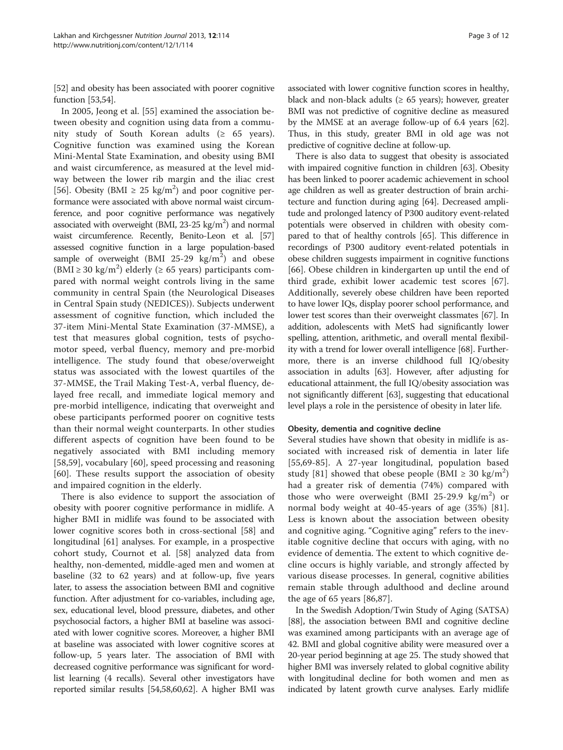[52] and obesity has been associated with poorer cognitive function [53,54].

In 2005, Jeong et al. [55] examined the association between obesity and cognition using data from a community study of South Korean adults (≥ 65 years). Cognitive function was examined using the Korean Mini-Mental State Examination, and obesity using BMI and waist circumference, as measured at the level midway between the lower rib margin and the iliac crest [56]. Obesity (BMI ≥ 25 $kg/m^2$) and poor cognitive performance were associated with above normal waist circumference, and poor cognitive performance was negatively associated with overweight (BMI, 23-25 $kg/m^2$) and normal waist circumference. Recently, Benito-Leon et al. [57] assessed cognitive function in a large population-based sample of overweight (BMI 25-29 $kg/m^2$) and obese (BMI ≥ 30 $kg/m^2$) elderly (≥ 65 years) participants compared with normal weight controls living in the same community in central Spain (the Neurological Diseases in Central Spain study (NEDICES)). Subjects underwent assessment of cognitive function, which included the 37-item Mini-Mental State Examination (37-MMSE), a test that measures global cognition, tests of psychomotor speed, verbal fluency, memory and pre-morbid intelligence. The study found that obese/overweight status was associated with the lowest quartiles of the 37-MMSE, the Trail Making Test-A, verbal fluency, delayed free recall, and immediate logical memory and pre-morbid intelligence, indicating that overweight and obese participants performed poorer on cognitive tests than their normal weight counterparts. In other studies different aspects of cognition have been found to be negatively associated with BMI including memory [58,59], vocabulary [60], speed processing and reasoning [60]. These results support the association of obesity and impaired cognition in the elderly.

There is also evidence to support the association of obesity with poorer cognitive performance in midlife. A higher BMI in midlife was found to be associated with lower cognitive scores both in cross-sectional [58] and longitudinal [61] analyses. For example, in a prospective cohort study, Cournot et al. [58] analyzed data from healthy, non-demented, middle-aged men and women at baseline (32 to 62 years) and at follow-up, five years later, to assess the association between BMI and cognitive function. After adjustment for co-variables, including age, sex, educational level, blood pressure, diabetes, and other psychosocial factors, a higher BMI at baseline was associated with lower cognitive scores. Moreover, a higher BMI at baseline was associated with lower cognitive scores at follow-up, 5 years later. The association of BMI with decreased cognitive performance was significant for word-list learning (4 recalls). Several other investigators have reported similar results [54,58,60,62]. A higher BMI was associated with lower cognitive function scores in healthy, black and non-black adults (≥ 65 years); however, greater BMI was not predictive of cognitive decline as measured by the MMSE at an average follow-up of 6.4 years [62]. Thus, in this study, greater BMI in old age was not predictive of cognitive decline at follow-up.

There is also data to suggest that obesity is associated with impaired cognitive function in children [63]. Obesity has been linked to poorer academic achievement in school age children as well as greater destruction of brain architecture and function during aging [64]. Decreased amplitude and prolonged latency of P300 auditory event-related potentials were observed in children with obesity compared to that of healthy controls [65]. This difference in recordings of P300 auditory event-related potentials in obese children suggests impairment in cognitive functions [66]. Obese children in kindergarten up until the end of third grade, exhibit lower academic test scores [67]. Additionally, severely obese children have been reported to have lower IQs, display poorer school performance, and lower test scores than their overweight classmates [67]. In addition, adolescents with MetS had significantly lower spelling, attention, arithmetic, and overall mental flexibility with a trend for lower overall intelligence [68]. Furthermore, there is an inverse childhood full IQ/obesity association in adults [63]. However, after adjusting for educational attainment, the full IQ/obesity association was not significantly different [63], suggesting that educational level plays a role in the persistence of obesity in later life.

#### Obesity, dementia and cognitive decline

Several studies have shown that obesity in midlife is associated with increased risk of dementia in later life [55,69-85]. A 27-year longitudinal, population based study [81] showed that obese people (BMI ≥ 30 $kg/m^2$) had a greater risk of dementia (74%) compared with those who were overweight (BMI 25-29.9 $kg/m^2$) or normal body weight at 40-45-years of age (35%) [81]. Less is known about the association between obesity and cognitive aging. "Cognitive aging" refers to the inevitable cognitive decline that occurs with aging, with no evidence of dementia. The extent to which cognitive decline occurs is highly variable, and strongly affected by various disease processes. In general, cognitive abilities remain stable through adulthood and decline around the age of 65 years [86,87].

In the Swedish Adoption/Twin Study of Aging (SATSA) [88], the association between BMI and cognitive decline was examined among participants with an average age of 42. BMI and global cognitive ability were measured over a 20-year period beginning at age 25. The study showed that higher BMI was inversely related to global cognitive ability with longitudinal decline for both women and men as indicated by latent growth curve analyses. Early midlife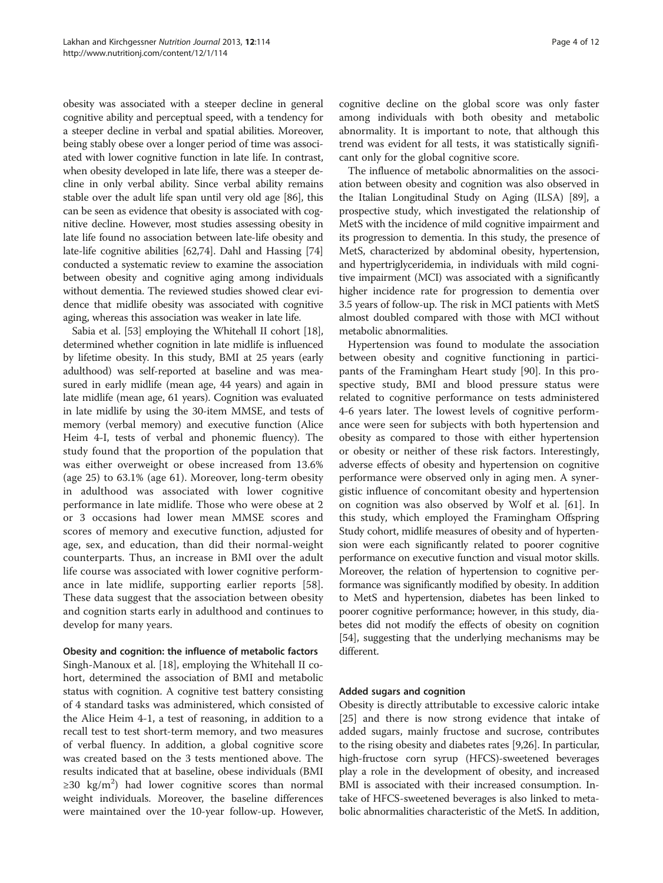obesity was associated with a steeper decline in general cognitive ability and perceptual speed, with a tendency for a steeper decline in verbal and spatial abilities. Moreover, being stably obese over a longer period of time was associated with lower cognitive function in late life. In contrast, when obesity developed in late life, there was a steeper decline in only verbal ability. Since verbal ability remains stable over the adult life span until very old age [86], this can be seen as evidence that obesity is associated with cognitive decline. However, most studies assessing obesity in late life found no association between late-life obesity and late-life cognitive abilities [62,74]. Dahl and Hassing [74] conducted a systematic review to examine the association between obesity and cognitive aging among individuals without dementia. The reviewed studies showed clear evidence that midlife obesity was associated with cognitive aging, whereas this association was weaker in late life.

Sabia et al. [53] employing the Whitehall II cohort [18], determined whether cognition in late midlife is influenced by lifetime obesity. In this study, BMI at 25 years (early adulthood) was self-reported at baseline and was measured in early midlife (mean age, 44 years) and again in late midlife (mean age, 61 years). Cognition was evaluated in late midlife by using the 30-item MMSE, and tests of memory (verbal memory) and executive function (Alice Heim 4-I, tests of verbal and phonemic fluency). The study found that the proportion of the population that was either overweight or obese increased from 13.6% (age 25) to 63.1% (age 61). Moreover, long-term obesity in adulthood was associated with lower cognitive performance in late midlife. Those who were obese at 2 or 3 occasions had lower mean MMSE scores and scores of memory and executive function, adjusted for age, sex, and education, than did their normal-weight counterparts. Thus, an increase in BMI over the adult life course was associated with lower cognitive performance in late midlife, supporting earlier reports [58]. These data suggest that the association between obesity and cognition starts early in adulthood and continues to develop for many years.

### Obesity and cognition: the influence of metabolic factors

Singh-Manoux et al. [18], employing the Whitehall II cohort, determined the association of BMI and metabolic status with cognition. A cognitive test battery consisting of 4 standard tasks was administered, which consisted of the Alice Heim 4-1, a test of reasoning, in addition to a recall test to test short-term memory, and two measures of verbal fluency. In addition, a global cognitive score was created based on the 3 tests mentioned above. The results indicated that at baseline, obese individuals (BMI $\geq$30 kg/m$^2$) had lower cognitive scores than normal weight individuals. Moreover, the baseline differences were maintained over the 10-year follow-up. However, cognitive decline on the global score was only faster among individuals with both obesity and metabolic abnormality. It is important to note, that although this trend was evident for all tests, it was statistically significant only for the global cognitive score.

The influence of metabolic abnormalities on the association between obesity and cognition was also observed in the Italian Longitudinal Study on Aging (ILSA) [89], a prospective study, which investigated the relationship of MetS with the incidence of mild cognitive impairment and its progression to dementia. In this study, the presence of MetS, characterized by abdominal obesity, hypertension, and hypertriglyceridemia, in individuals with mild cognitive impairment (MCI) was associated with a significantly higher incidence rate for progression to dementia over 3.5 years of follow-up. The risk in MCI patients with MetS almost doubled compared with those with MCI without metabolic abnormalities.

Hypertension was found to modulate the association between obesity and cognitive functioning in participants of the Framingham Heart study [90]. In this prospective study, BMI and blood pressure status were related to cognitive performance on tests administered 4-6 years later. The lowest levels of cognitive performance were seen for subjects with both hypertension and obesity as compared to those with either hypertension or obesity or neither of these risk factors. Interestingly, adverse effects of obesity and hypertension on cognitive performance were observed only in aging men. A synergistic influence of concomitant obesity and hypertension on cognition was also observed by Wolf et al. [61]. In this study, which employed the Framingham Offspring Study cohort, midlife measures of obesity and of hypertension were each significantly related to poorer cognitive performance on executive function and visual motor skills. Moreover, the relation of hypertension to cognitive performance was significantly modified by obesity. In addition to MetS and hypertension, diabetes has been linked to poorer cognitive performance; however, in this study, diabetes did not modify the effects of obesity on cognition [54], suggesting that the underlying mechanisms may be different.

### Added sugars and cognition

Obesity is directly attributable to excessive caloric intake [25] and there is now strong evidence that intake of added sugars, mainly fructose and sucrose, contributes to the rising obesity and diabetes rates [9,26]. In particular, high-fructose corn syrup (HFCS)-sweetened beverages play a role in the development of obesity, and increased BMI is associated with their increased consumption. Intake of HFCS-sweetened beverages is also linked to metabolic abnormalities characteristic of the MetS. In addition,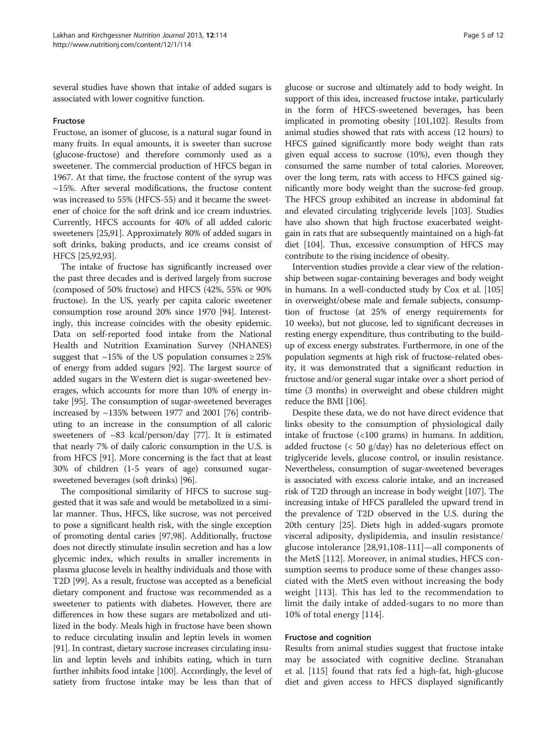several studies have shown that intake of added sugars is associated with lower cognitive function.

### Fructose

Fructose, an isomer of glucose, is a natural sugar found in many fruits. In equal amounts, it is sweeter than sucrose (glucose-fructose) and therefore commonly used as a sweetener. The commercial production of HFCS began in 1967. At that time, the fructose content of the syrup was ~15%. After several modifications, the fructose content was increased to 55% (HFCS-55) and it became the sweetener of choice for the soft drink and ice cream industries. Currently, HFCS accounts for 40% of all added caloric sweeteners [25,91]. Approximately 80% of added sugars in soft drinks, baking products, and ice creams consist of HFCS [25,92,93].

The intake of fructose has significantly increased over the past three decades and is derived largely from sucrose (composed of 50% fructose) and HFCS (42%, 55% or 90% fructose). In the US, yearly per capita caloric sweetener consumption rose around 20% since 1970 [94]. Interestingly, this increase coincides with the obesity epidemic. Data on self-reported food intake from the National Health and Nutrition Examination Survey (NHANES) suggest that ~15% of the US population consumes ≥ 25% of energy from added sugars [92]. The largest source of added sugars in the Western diet is sugar-sweetened beverages, which accounts for more than 10% of energy intake [95]. The consumption of sugar-sweetened beverages increased by ~135% between 1977 and 2001 [76] contributing to an increase in the consumption of all caloric sweeteners of ~83 kcal/person/day [77]. It is estimated that nearly 7% of daily caloric consumption in the U.S. is from HFCS [91]. More concerning is the fact that at least 30% of children (1-5 years of age) consumed sugar-sweetened beverages (soft drinks) [96].

The compositional similarity of HFCS to sucrose suggested that it was safe and would be metabolized in a similar manner. Thus, HFCS, like sucrose, was not perceived to pose a significant health risk, with the single exception of promoting dental caries [97,98]. Additionally, fructose does not directly stimulate insulin secretion and has a low glycemic index, which results in smaller increments in plasma glucose levels in healthy individuals and those with T2D [99]. As a result, fructose was accepted as a beneficial dietary component and fructose was recommended as a sweetener to patients with diabetes. However, there are differences in how these sugars are metabolized and utilized in the body. Meals high in fructose have been shown to reduce circulating insulin and leptin levels in women [91]. In contrast, dietary sucrose increases circulating insulin and leptin levels and inhibits eating, which in turn further inhibits food intake [100]. Accordingly, the level of satiety from fructose intake may be less than that of glucose or sucrose and ultimately add to body weight. In support of this idea, increased fructose intake, particularly in the form of HFCS-sweetened beverages, has been implicated in promoting obesity [101,102]. Results from animal studies showed that rats with access (12 hours) to HFCS gained significantly more body weight than rats given equal access to sucrose (10%), even though they consumed the same number of total calories. Moreover, over the long term, rats with access to HFCS gained significantly more body weight than the sucrose-fed group. The HFCS group exhibited an increase in abdominal fat and elevated circulating triglyceride levels [103]. Studies have also shown that high fructose exacerbated weight-gain in rats that are subsequently maintained on a high-fat diet [104]. Thus, excessive consumption of HFCS may contribute to the rising incidence of obesity.

Intervention studies provide a clear view of the relationship between sugar-containing beverages and body weight in humans. In a well-conducted study by Cox et al. [105] in overweight/obese male and female subjects, consumption of fructose (at 25% of energy requirements for 10 weeks), but not glucose, led to significant decreases in resting energy expenditure, thus contributing to the build-up of excess energy substrates. Furthermore, in one of the population segments at high risk of fructose-related obesity, it was demonstrated that a significant reduction in fructose and/or general sugar intake over a short period of time (3 months) in overweight and obese children might reduce the BMI [106].

Despite these data, we do not have direct evidence that links obesity to the consumption of physiological daily intake of fructose (<100 grams) in humans. In addition, added fructose (< 50 g/day) has no deleterious effect on triglyceride levels, glucose control, or insulin resistance. Nevertheless, consumption of sugar-sweetened beverages is associated with excess calorie intake, and an increased risk of T2D through an increase in body weight [107]. The increasing intake of HFCS paralleled the upward trend in the prevalence of T2D observed in the U.S. during the 20th century [25]. Diets high in added-sugars promote visceral adiposity, dyslipidemia, and insulin resistance/glucose intolerance [28,91,108-111]—all components of the MetS [112]. Moreover, in animal studies, HFCS consumption seems to produce some of these changes associated with the MetS even without increasing the body weight [113]. This has led to the recommendation to limit the daily intake of added-sugars to no more than 10% of total energy [114].

### Fructose and cognition

Results from animal studies suggest that fructose intake may be associated with cognitive decline. Stranahan et al. [115] found that rats fed a high-fat, high-glucose diet and given access to HFCS displayed significantly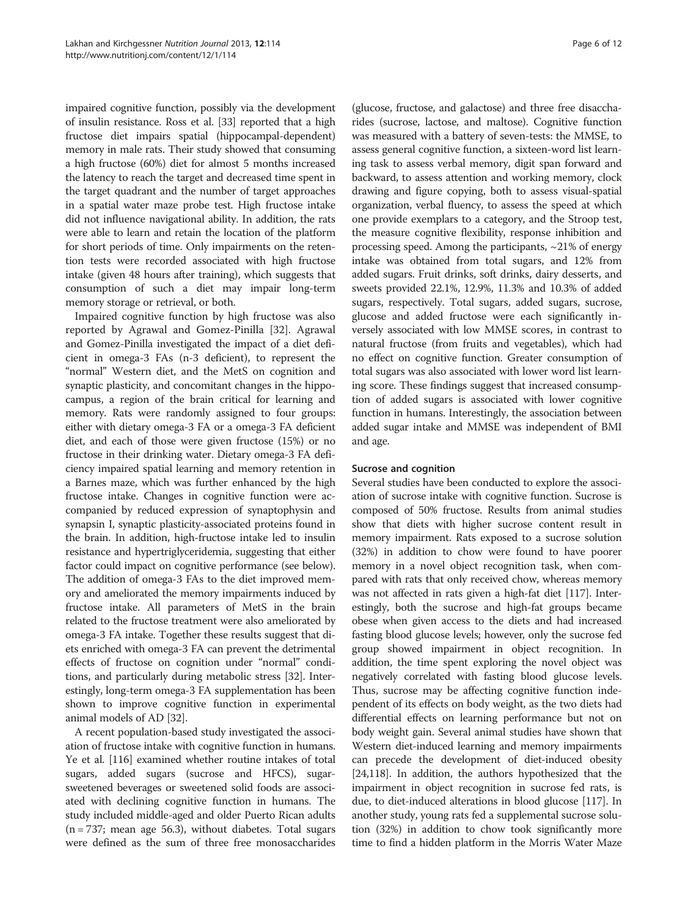impaired cognitive function, possibly via the development of insulin resistance. Ross et al. [33] reported that a high fructose diet impairs spatial (hippocampal-dependent) memory in male rats. Their study showed that consuming a high fructose (60%) diet for almost 5 months increased the latency to reach the target and decreased time spent in the target quadrant and the number of target approaches in a spatial water maze probe test. High fructose intake did not influence navigational ability. In addition, the rats were able to learn and retain the location of the platform for short periods of time. Only impairments on the retention tests were recorded associated with high fructose intake (given 48 hours after training), which suggests that consumption of such a diet may impair long-term memory storage or retrieval, or both.

Impaired cognitive function by high fructose was also reported by Agrawal and Gomez-Pinilla [32]. Agrawal and Gomez-Pinilla investigated the impact of a diet deficient in omega-3 FAs (n-3 deficient), to represent the "normal" Western diet, and the MetS on cognition and synaptic plasticity, and concomitant changes in the hippocampus, a region of the brain critical for learning and memory. Rats were randomly assigned to four groups: either with dietary omega-3 FA or a omega-3 FA deficient diet, and each of those were given fructose (15%) or no fructose in their drinking water. Dietary omega-3 FA deficiency impaired spatial learning and memory retention in a Barnes maze, which was further enhanced by the high fructose intake. Changes in cognitive function were accompanied by reduced expression of synaptophysin and synapsin I, synaptic plasticity-associated proteins found in the brain. In addition, high-fructose intake led to insulin resistance and hypertriglyceridemia, suggesting that either factor could impact on cognitive performance (see below). The addition of omega-3 FAs to the diet improved memory and ameliorated the memory impairments induced by fructose intake. All parameters of MetS in the brain related to the fructose treatment were also ameliorated by omega-3 FA intake. Together these results suggest that diets enriched with omega-3 FA can prevent the detrimental effects of fructose on cognition under "normal" conditions, and particularly during metabolic stress [32]. Interestingly, long-term omega-3 FA supplementation has been shown to improve cognitive function in experimental animal models of AD [32].

A recent population-based study investigated the association of fructose intake with cognitive function in humans. Ye et al. [116] examined whether routine intakes of total sugars, added sugars (sucrose and HFCS), sugar-sweetened beverages or sweetened solid foods are associated with declining cognitive function in humans. The study included middle-aged and older Puerto Rican adults (n = 737; mean age 56.3), without diabetes. Total sugars were defined as the sum of three free monosaccharides (glucose, fructose, and galactose) and three free disaccharides (sucrose, lactose, and maltose). Cognitive function was measured with a battery of seven-tests: the MMSE, to assess general cognitive function, a sixteen-word list learning task to assess verbal memory, digit span forward and backward, to assess attention and working memory, clock drawing and figure copying, both to assess visual-spatial organization, verbal fluency, to assess the speed at which one provide exemplars to a category, and the Stroop test, the measure cognitive flexibility, response inhibition and processing speed. Among the participants, ~21% of energy intake was obtained from total sugars, and 12% from added sugars. Fruit drinks, soft drinks, dairy desserts, and sweets provided 22.1%, 12.9%, 11.3% and 10.3% of added sugars, respectively. Total sugars, added sugars, sucrose, glucose and added fructose were each significantly inversely associated with low MMSE scores, in contrast to natural fructose (from fruits and vegetables), which had no effect on cognitive function. Greater consumption of total sugars was also associated with lower word list learning score. These findings suggest that increased consumption of added sugars is associated with lower cognitive function in humans. Interestingly, the association between added sugar intake and MMSE was independent of BMI and age.

### Sucrose and cognition

Several studies have been conducted to explore the association of sucrose intake with cognitive function. Sucrose is composed of 50% fructose. Results from animal studies show that diets with higher sucrose content result in memory impairment. Rats exposed to a sucrose solution (32%) in addition to chow were found to have poorer memory in a novel object recognition task, when compared with rats that only received chow, whereas memory was not affected in rats given a high-fat diet [117]. Interestingly, both the sucrose and high-fat groups became obese when given access to the diets and had increased fasting blood glucose levels; however, only the sucrose fed group showed impairment in object recognition. In addition, the time spent exploring the novel object was negatively correlated with fasting blood glucose levels. Thus, sucrose may be affecting cognitive function independent of its effects on body weight, as the two diets had differential effects on learning performance but not on body weight gain. Several animal studies have shown that Western diet-induced learning and memory impairments can precede the development of diet-induced obesity [24,118]. In addition, the authors hypothesized that the impairment in object recognition in sucrose fed rats, is due, to diet-induced alterations in blood glucose [117]. In another study, young rats fed a supplemental sucrose solution (32%) in addition to chow took significantly more time to find a hidden platform in the Morris Water Maze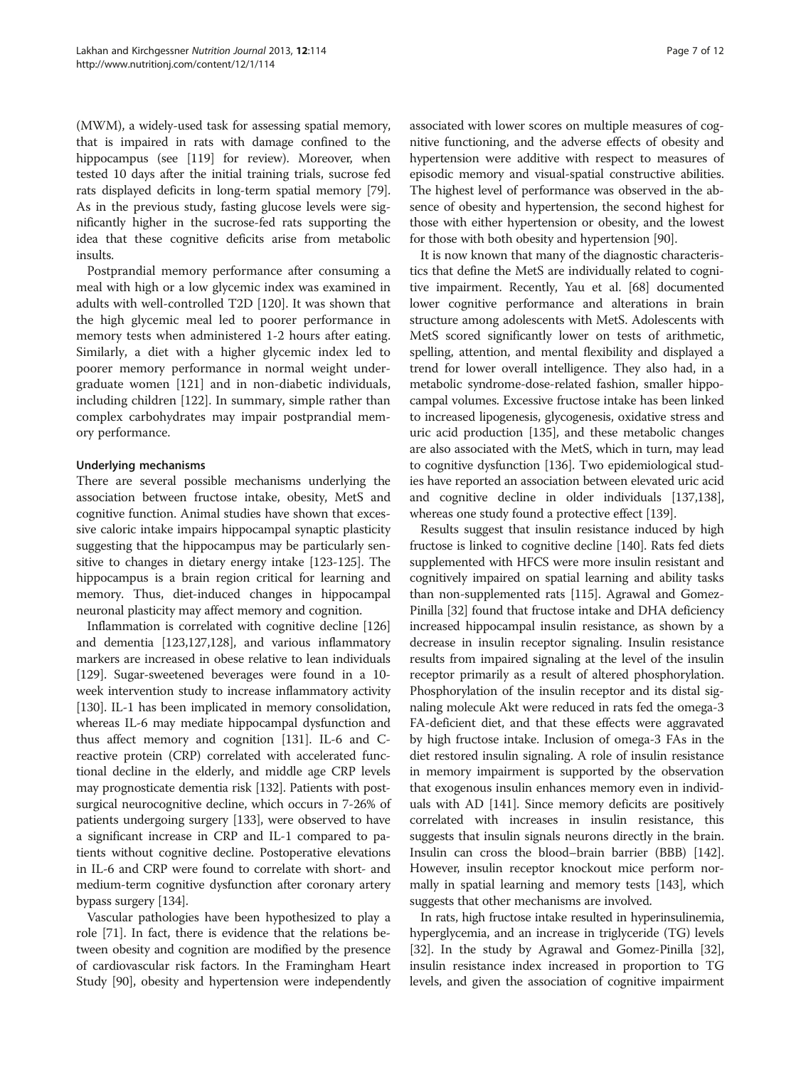(MWM), a widely-used task for assessing spatial memory, that is impaired in rats with damage confined to the hippocampus (see [119] for review). Moreover, when tested 10 days after the initial training trials, sucrose fed rats displayed deficits in long-term spatial memory [79]. As in the previous study, fasting glucose levels were significantly higher in the sucrose-fed rats supporting the idea that these cognitive deficits arise from metabolic insults.

Postprandial memory performance after consuming a meal with high or a low glycemic index was examined in adults with well-controlled T2D [120]. It was shown that the high glycemic meal led to poorer performance in memory tests when administered 1-2 hours after eating. Similarly, a diet with a higher glycemic index led to poorer memory performance in normal weight undergraduate women [121] and in non-diabetic individuals, including children [122]. In summary, simple rather than complex carbohydrates may impair postprandial memory performance.

### Underlying mechanisms

There are several possible mechanisms underlying the association between fructose intake, obesity, MetS and cognitive function. Animal studies have shown that excessive caloric intake impairs hippocampal synaptic plasticity suggesting that the hippocampus may be particularly sensitive to changes in dietary energy intake [123-125]. The hippocampus is a brain region critical for learning and memory. Thus, diet-induced changes in hippocampal neuronal plasticity may affect memory and cognition.

Inflammation is correlated with cognitive decline [126] and dementia [123,127,128], and various inflammatory markers are increased in obese relative to lean individuals [129]. Sugar-sweetened beverages were found in a 10-week intervention study to increase inflammatory activity [130]. IL-1 has been implicated in memory consolidation, whereas IL-6 may mediate hippocampal dysfunction and thus affect memory and cognition [131]. IL-6 and C-reactive protein (CRP) correlated with accelerated functional decline in the elderly, and middle age CRP levels may prognosticate dementia risk [132]. Patients with post-surgical neurocognitive decline, which occurs in 7-26% of patients undergoing surgery [133], were observed to have a significant increase in CRP and IL-1 compared to patients without cognitive decline. Postoperative elevations in IL-6 and CRP were found to correlate with short- and medium-term cognitive dysfunction after coronary artery bypass surgery [134].

Vascular pathologies have been hypothesized to play a role [71]. In fact, there is evidence that the relations between obesity and cognition are modified by the presence of cardiovascular risk factors. In the Framingham Heart Study [90], obesity and hypertension were independently associated with lower scores on multiple measures of cognitive functioning, and the adverse effects of obesity and hypertension were additive with respect to measures of episodic memory and visual-spatial constructive abilities. The highest level of performance was observed in the absence of obesity and hypertension, the second highest for those with either hypertension or obesity, and the lowest for those with both obesity and hypertension [90].

It is now known that many of the diagnostic characteristics that define the MetS are individually related to cognitive impairment. Recently, Yau et al. [68] documented lower cognitive performance and alterations in brain structure among adolescents with MetS. Adolescents with MetS scored significantly lower on tests of arithmetic, spelling, attention, and mental flexibility and displayed a trend for lower overall intelligence. They also had, in a metabolic syndrome-dose-related fashion, smaller hippocampal volumes. Excessive fructose intake has been linked to increased lipogenesis, glycogenesis, oxidative stress and uric acid production [135], and these metabolic changes are also associated with the MetS, which in turn, may lead to cognitive dysfunction [136]. Two epidemiological studies have reported an association between elevated uric acid and cognitive decline in older individuals [137,138], whereas one study found a protective effect [139].

Results suggest that insulin resistance induced by high fructose is linked to cognitive decline [140]. Rats fed diets supplemented with HFCS were more insulin resistant and cognitively impaired on spatial learning and ability tasks than non-supplemented rats [115]. Agrawal and Gomez-Pinilla [32] found that fructose intake and DHA deficiency increased hippocampal insulin resistance, as shown by a decrease in insulin receptor signaling. Insulin resistance results from impaired signaling at the level of the insulin receptor primarily as a result of altered phosphorylation. Phosphorylation of the insulin receptor and its distal signaling molecule Akt were reduced in rats fed the omega-3 FA-deficient diet, and that these effects were aggravated by high fructose intake. Inclusion of omega-3 FAs in the diet restored insulin signaling. A role of insulin resistance in memory impairment is supported by the observation that exogenous insulin enhances memory even in individuals with AD [141]. Since memory deficits are positively correlated with increases in insulin resistance, this suggests that insulin signals neurons directly in the brain. Insulin can cross the blood–brain barrier (BBB) [142]. However, insulin receptor knockout mice perform normally in spatial learning and memory tests [143], which suggests that other mechanisms are involved.

In rats, high fructose intake resulted in hyperinsulinemia, hyperglycemia, and an increase in triglyceride (TG) levels [32]. In the study by Agrawal and Gomez-Pinilla [32], insulin resistance index increased in proportion to TG levels, and given the association of cognitive impairment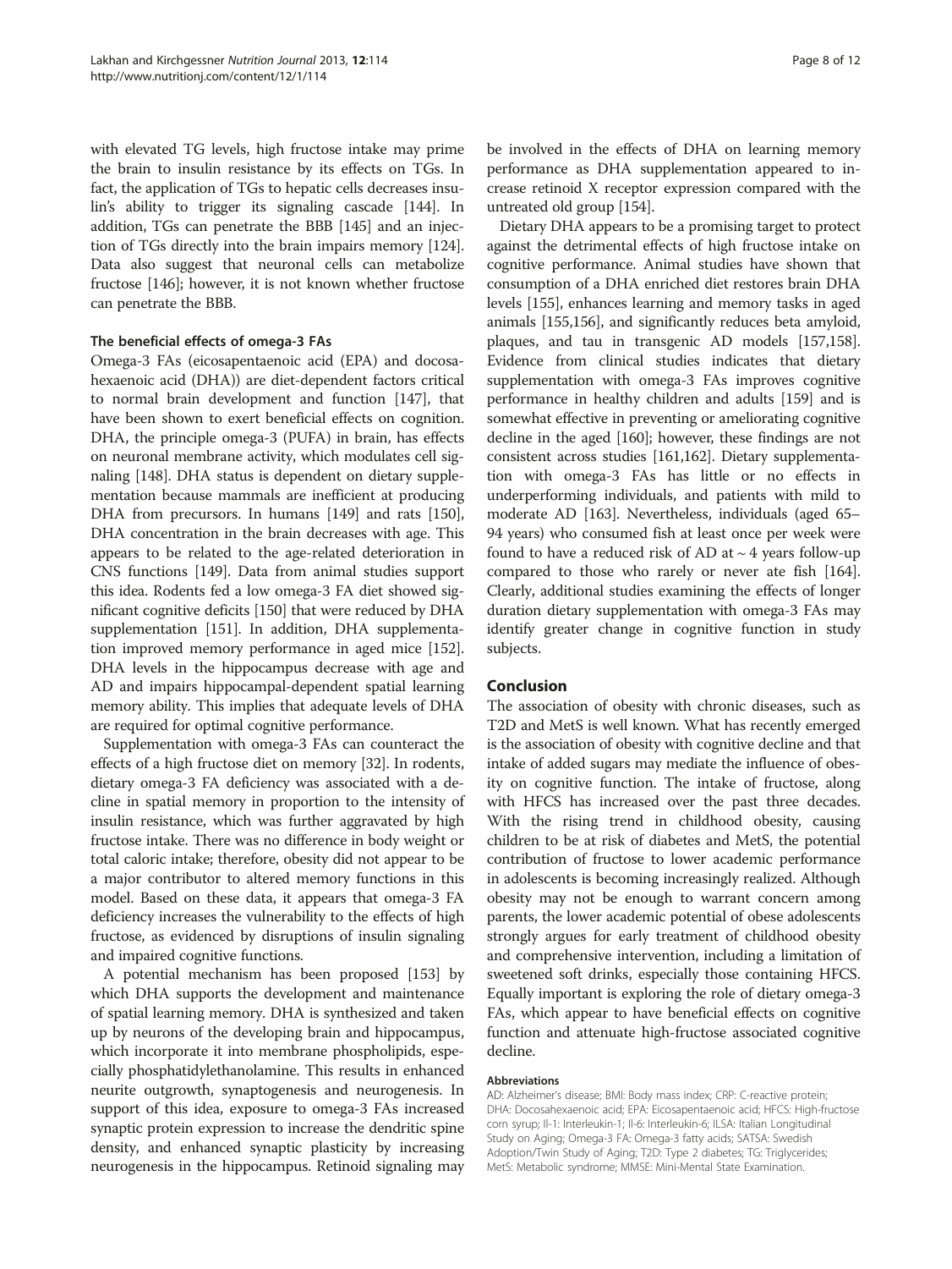with elevated TG levels, high fructose intake may prime the brain to insulin resistance by its effects on TGs. In fact, the application of TGs to hepatic cells decreases insulin's ability to trigger its signaling cascade [144]. In addition, TGs can penetrate the BBB [145] and an injection of TGs directly into the brain impairs memory [124]. Data also suggest that neuronal cells can metabolize fructose [146]; however, it is not known whether fructose can penetrate the BBB.

### The beneficial effects of omega-3 FAs

Omega-3 FAs (eicosapentaenoic acid (EPA) and docosahexaenoic acid (DHA)) are diet-dependent factors critical to normal brain development and function [147], that have been shown to exert beneficial effects on cognition. DHA, the principle omega-3 (PUFA) in brain, has effects on neuronal membrane activity, which modulates cell signaling [148]. DHA status is dependent on dietary supplementation because mammals are inefficient at producing DHA from precursors. In humans [149] and rats [150], DHA concentration in the brain decreases with age. This appears to be related to the age-related deterioration in CNS functions [149]. Data from animal studies support this idea. Rodents fed a low omega-3 FA diet showed significant cognitive deficits [150] that were reduced by DHA supplementation [151]. In addition, DHA supplementation improved memory performance in aged mice [152]. DHA levels in the hippocampus decrease with age and AD and impairs hippocampal-dependent spatial learning memory ability. This implies that adequate levels of DHA are required for optimal cognitive performance.

Supplementation with omega-3 FAs can counteract the effects of a high fructose diet on memory [32]. In rodents, dietary omega-3 FA deficiency was associated with a decline in spatial memory in proportion to the intensity of insulin resistance, which was further aggravated by high fructose intake. There was no difference in body weight or total caloric intake; therefore, obesity did not appear to be a major contributor to altered memory functions in this model. Based on these data, it appears that omega-3 FA deficiency increases the vulnerability to the effects of high fructose, as evidenced by disruptions of insulin signaling and impaired cognitive functions.

A potential mechanism has been proposed [153] by which DHA supports the development and maintenance of spatial learning memory. DHA is synthesized and taken up by neurons of the developing brain and hippocampus, which incorporate it into membrane phospholipids, especially phosphatidylethanolamine. This results in enhanced neurite outgrowth, synaptogenesis and neurogenesis. In support of this idea, exposure to omega-3 FAs increased synaptic protein expression to increase the dendritic spine density, and enhanced synaptic plasticity by increasing neurogenesis in the hippocampus. Retinoid signaling may be involved in the effects of DHA on learning memory performance as DHA supplementation appeared to increase retinoid X receptor expression compared with the untreated old group [154].

Dietary DHA appears to be a promising target to protect against the detrimental effects of high fructose intake on cognitive performance. Animal studies have shown that consumption of a DHA enriched diet restores brain DHA levels [155], enhances learning and memory tasks in aged animals [155,156], and significantly reduces beta amyloid, plaques, and tau in transgenic AD models [157,158]. Evidence from clinical studies indicates that dietary supplementation with omega-3 FAs improves cognitive performance in healthy children and adults [159] and is somewhat effective in preventing or ameliorating cognitive decline in the aged [160]; however, these findings are not consistent across studies [161,162]. Dietary supplementation with omega-3 FAs has little or no effects in underperforming individuals, and patients with mild to moderate AD [163]. Nevertheless, individuals (aged 65–94 years) who consumed fish at least once per week were found to have a reduced risk of AD at ~ 4 years follow-up compared to those who rarely or never ate fish [164]. Clearly, additional studies examining the effects of longer duration dietary supplementation with omega-3 FAs may identify greater change in cognitive function in study subjects.

## Conclusion

The association of obesity with chronic diseases, such as T2D and MetS is well known. What has recently emerged is the association of obesity with cognitive decline and that intake of added sugars may mediate the influence of obesity on cognitive function. The intake of fructose, along with HFCS has increased over the past three decades. With the rising trend in childhood obesity, causing children to be at risk of diabetes and MetS, the potential contribution of fructose to lower academic performance in adolescents is becoming increasingly realized. Although obesity may not be enough to warrant concern among parents, the lower academic potential of obese adolescents strongly argues for early treatment of childhood obesity and comprehensive intervention, including a limitation of sweetened soft drinks, especially those containing HFCS. Equally important is exploring the role of dietary omega-3 FAs, which appear to have beneficial effects on cognitive function and attenuate high-fructose associated cognitive decline.

#### Abbreviations

AD: Alzheimer's disease; BMI: Body mass index; CRP: C-reactive protein; DHA: Docosahexaenoic acid; EPA: Eicosapentaenoic acid; HFCS: High-fructose corn syrup; Il-1: Interleukin-1; Il-6: Interleukin-6; ILSA: Italian Longitudinal Study on Aging; Omega-3 FA: Omega-3 fatty acids; SATSA: Swedish Adoption/Twin Study of Aging; T2D: Type 2 diabetes; TG: Triglycerides; MetS: Metabolic syndrome; MMSE: Mini-Mental State Examination.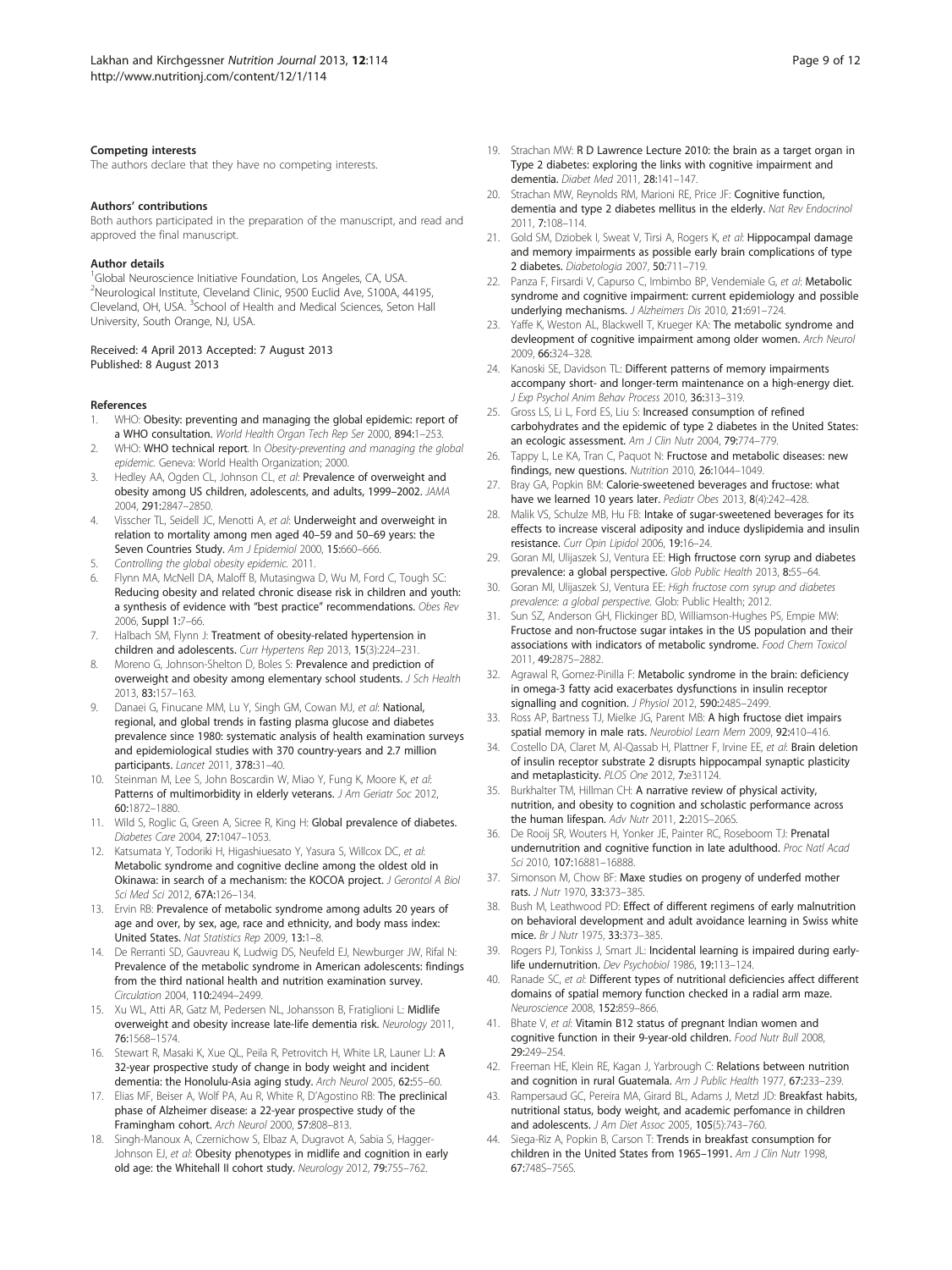### Competing interests

The authors declare that they have no competing interests.

### Authors' contributions

Both authors participated in the preparation of the manuscript, and read and approved the final manuscript.

### Author details

[1]Global Neuroscience Initiative Foundation, Los Angeles, CA, USA. [2]Neurological Institute, Cleveland Clinic, 9500 Euclid Ave, S100A, 44195, Cleveland, OH, USA. [3]School of Health and Medical Sciences, Seton Hall University, South Orange, NJ, USA.

Received: 4 April 2013 Accepted: 7 August 2013
Published: 8 August 2013

### References

1. WHO: **Obesity: preventing and managing the global epidemic: report of a WHO consultation.** *World Health Organ Tech Rep Ser* 2000, **894:**1–253.
2. WHO: **WHO technical report**. In *Obesity-preventing and managing the global epidemic*. Geneva: World Health Organization; 2000.
3. Hedley AA, Ogden CL, Johnson CL, *et al*: **Prevalence of overweight and obesity among US children, adolescents, and adults, 1999–2002.** *JAMA* 2004, **291:**2847–2850.
4. Visscher TL, Seidell JC, Menotti A, *et al*: **Underweight and overweight in relation to mortality among men aged 40–59 and 50–69 years: the Seven Countries Study.** *Am J Epidemiol* 2000, **15:**660–666.
5. *Controlling the global obesity epidemic.* 2011.
6. Flynn MA, McNell DA, Maloff B, Mutasingwa D, Wu M, Ford C, Tough SC: **Reducing obesity and related chronic disease risk in children and youth: a synthesis of evidence with "best practice" recommendations.** *Obes Rev* 2006, **Suppl 1:**7–66.
7. Halbach SM, Flynn J: **Treatment of obesity-related hypertension in children and adolescents.** *Curr Hypertens Rep* 2013, **15**(3):224–231.
8. Moreno G, Johnson-Shelton D, Boles S: **Prevalence and prediction of overweight and obesity among elementary school students.** *J Sch Health* 2013, **83:**157–163.
9. Danaei G, Finucane MM, Lu Y, Singh GM, Cowan MJ, *et al*: **National, regional, and global trends in fasting plasma glucose and diabetes prevalence since 1980: systematic analysis of health examination surveys and epidemiological studies with 370 country-years and 2.7 million participants.** *Lancet* 2011, **378:**31–40.
10. Steinman M, Lee S, John Boscardin W, Miao Y, Fung K, Moore K, *et al*: **Patterns of multimorbidity in elderly veterans.** *J Am Geriatr Soc* 2012, **60:**1872–1880.
11. Wild S, Roglic G, Green A, Sicree R, King H: **Global prevalence of diabetes.** *Diabetes Care* 2004, **27:**1047–1053.
12. Katsumata Y, Todoriki H, Higashiuesato Y, Yasura S, Willcox DC, *et al*: **Metabolic syndrome and cognitive decline among the oldest old in Okinawa: in search of a mechanism: the KOCOA project.** *J Gerontol A Biol Sci Med Sci* 2012, **67A:**126–134.
13. Ervin RB: **Prevalence of metabolic syndrome among adults 20 years of age and over, by sex, age, race and ethnicity, and body mass index: United States.** *Nat Statistics Rep* 2009, **13:**1–8.
14. De Rerranti SD, Gauvreau K, Ludwig DS, Neufeld EJ, Newburger JW, Rifal N: **Prevalence of the metabolic syndrome in American adolescents: findings from the third national health and nutrition examination survey.** *Circulation* 2004, **110:**2494–2499.
15. Xu WL, Atti AR, Gatz M, Pedersen NL, Johansson B, Fratiglioni L: **Midlife overweight and obesity increase late-life dementia risk.** *Neurology* 2011, **76:**1568–1574.
16. Stewart R, Masaki K, Xue QL, Peila R, Petrovitch H, White LR, Launer LJ: **A 32-year prospective study of change in body weight and incident dementia: the Honolulu-Asia aging study.** *Arch Neurol* 2005, **62:**55–60.
17. Elias MF, Beiser A, Wolf PA, Au R, White R, D'Agostino RB: **The preclinical phase of Alzheimer disease: a 22-year prospective study of the Framingham cohort.** *Arch Neurol* 2000, **57:**808–813.
18. Singh-Manoux A, Czernichow S, Elbaz A, Dugravot A, Sabia S, Hagger-Johnson EJ, *et al*: **Obesity phenotypes in midlife and cognition in early old age: the Whitehall II cohort study.** *Neurology* 2012, **79:**755–762.
19. Strachan MW: **R D Lawrence Lecture 2010: the brain as a target organ in Type 2 diabetes: exploring the links with cognitive impairment and dementia.** *Diabet Med* 2011, **28:**141–147.
20. Strachan MW, Reynolds RM, Marioni RE, Price JF: **Cognitive function, dementia and type 2 diabetes mellitus in the elderly.** *Nat Rev Endocrinol* 2011, **7:**108–114.
21. Gold SM, Dziobek I, Sweat V, Tirsi A, Rogers K, *et al*: **Hippocampal damage and memory impairments as possible early brain complications of type 2 diabetes.** *Diabetologia* 2007, **50:**711–719.
22. Panza F, Firsardi V, Capurso C, Imbimbo BP, Vendemiale G, *et al*: **Metabolic syndrome and cognitive impairment: current epidemiology and possible underlying mechanisms.** *J Alzheimers Dis* 2010, **21:**691–724.
23. Yaffe K, Weston AL, Blackwell T, Krueger KA: **The metabolic syndrome and devleopment of cognitive impairment among older women.** *Arch Neurol* 2009, **66:**324–328.
24. Kanoski SE, Davidson TL: **Different patterns of memory impairments accompany short- and longer-term maintenance on a high-energy diet.** *J Exp Psychol Anim Behav Process* 2010, **36:**313–319.
25. Gross LS, Li L, Ford ES, Liu S: **Increased consumption of refined carbohydrates and the epidemic of type 2 diabetes in the United States: an ecologic assessment.** *Am J Clin Nutr* 2004, **79:**774–779.
26. Tappy L, Le KA, Tran C, Paquot N: **Fructose and metabolic diseases: new findings, new questions.** *Nutrition* 2010, **26:**1044–1049.
27. Bray GA, Popkin BM: **Calorie-sweetened beverages and fructose: what have we learned 10 years later.** *Pediatr Obes* 2013, **8**(4):242–428.
28. Malik VS, Schulze MB, Hu FB: **Intake of sugar-sweetened beverages for its effects to increase visceral adiposity and induce dyslipidemia and insulin resistance.** *Curr Opin Lipidol* 2006, **19:**16–24.
29. Goran MI, Ulijaszek SJ, Ventura EE: **High frructose corn syrup and diabetes prevalence: a global perspective.** *Glob Public Health* 2013, **8:**55–64.
30. Goran MI, Ulijaszek SJ, Ventura EE: *High fructose corn syrup and diabetes prevalence: a global perspective*. Glob: Public Health; 2012.
31. Sun SZ, Anderson GH, Flickinger BD, Williams-Hughes PS, Empie MW: **Fructose and non-fructose sugar intakes in the US population and their associations with indicators of metabolic syndrome.** *Food Chem Toxicol* 2011, **49:**2875–2882.
32. Agrawal R, Gomez-Pinilla F: **Metabolic syndrome in the brain: deficiency in omega-3 fatty acid exacerbates dysfunctions in insulin receptor signalling and cognition.** *J Physiol* 2012, **590:**2485–2499.
33. Ross AP, Bartness TJ, Mielke JG, Parent MB: **A high fructose diet impairs spatial memory in male rats.** *Neurobiol Learn Mem* 2009, **92:**410–416.
34. Costello DA, Claret M, Al-Qassab H, Plattner F, Irvine EE, *et al*: **Brain deletion of insulin receptor substrate 2 disrupts hippocampal synaptic plasticity and metaplasticity.** *PLOS One* 2012, **7:**e31124.
35. Burkhalter TM, Hillman CH: **A narrative review of physical activity, nutrition, and obesity to cognition and scholastic performance across the human lifespan.** *Adv Nutr* 2011, **2:**201S–206S.
36. De Rooij SR, Wouters H, Yonker JE, Painter RC, Roseboom TJ: **Prenatal undernutrition and cognitive function in late adulthood.** *Proc Natl Acad Sci* 2010, **107:**16881–16888.
37. Simonson M, Chow BF: **Maxe studies on progeny of underfed mother rats.** *J Nutr* 1970, **33:**373–385.
38. Bush M, Leathwood PD: **Effect of different regimens of early malnutrition on behavioral development and adult avoidance learning in Swiss white mice.** *Br J Nutr* 1975, **33:**373–385.
39. Rogers PJ, Tonkiss J, Smart JL: **Incidental learning is impaired during early-life undernutrition.** *Dev Psychobiol* 1986, **19:**113–124.
40. Ranade SC, *et al*: **Different types of nutritional deficiencies affect different domains of spatial memory function checked in a radial arm maze.** *Neuroscience* 2008, **152:**859–866.
41. Bhate V, *et al*: **Vitamin B12 status of pregnant Indian women and cognitive function in their 9-year-old children.** *Food Nutr Bull* 2008, **29:**249–254.
42. Freeman HE, Klein RE, Kagan J, Yarbrough C: **Relations between nutrition and cognition in rural Guatemala.** *Am J Public Health* 1977, **67:**233–239.
43. Rampersaud GC, Pereira MA, Girard BL, Adams J, Metzl JD: **Breakfast habits, nutritional status, body weight, and academic perfomance in children and adolescents.** *J Am Diet Assoc* 2005, **105**(5):743–760.
44. Siega-Riz A, Popkin B, Carson T: **Trends in breakfast consumption for children in the United States from 1965–1991.** *Am J Clin Nutr* 1998, **67:**748S–756S.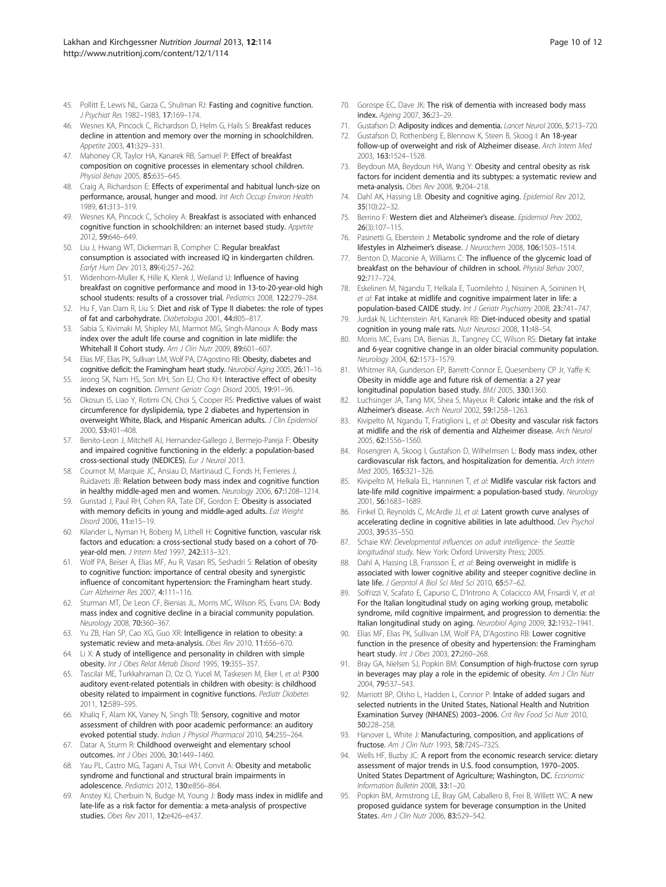45. Pollitt E, Lewis NL, Garza C, Shulman RJ: **Fasting and cognitive function.** *J Psychiat Res* 1982–1983, **17:**169–174.
46. Wesnes KA, Pincock C, Richardson D, Helm G, Hails S: **Breakfast reduces decline in attention and memory over the morning in schoolchildren.** *Appetite* 2003, **41:**329–331.
47. Mahoney CR, Taylor HA, Kanarek RB, Samuel P: **Effect of breakfast composition on cognitive processes in elementary school children.** *Physiol Behav* 2005, **85:**635–645.
48. Craig A, Richardson E: **Effects of experimental and habitual lunch-size on performance, arousal, hunger and mood.** *Int Arch Occup Environ Health* 1989, **61:**313–319.
49. Wesnes KA, Pincock C, Scholey A: **Breakfast is associated with enhanced cognitive function in schoolchildren: an internet based study.** *Appetite* 2012, **59:**646–649.
50. Liu J, Hwang WT, Dickerman B, Compher C: **Regular breakfast consumption is associated with increased IQ in kindergarten children.** *Earlyt Hum Dev* 2013, **89**(4):257–262.
51. Widenhorn-Muller K, Hille K, Klenk J, Weiland U: **Influence of having breakfast on cognitive performance and mood in 13-to-20-year-old high school students: results of a crossover trial.** *Pediatrics* 2008, **122:**279–284.
52. Hu F, Van Dam R, Liu S: **Diet and risk of Type II diabetes: the role of types of fat and carbohydrate.** *Diabetologia* 2001, **44:**805–817.
53. Sabia S, Kivimaki M, Shipley MJ, Marmot MG, Singh-Manoux A: **Body mass index over the adult life course and cognition in late midlife: the Whitehall II Cohort study.** *Am J Clin Nutr* 2009, **89:**601–607.
54. Elias MF, Elias PK, Sullivan LM, Wolf PA, D'Agostino RB: **Obesity, diabetes and cognitive deficit: the Framingham heart study.** *Neurobiol Aging* 2005, **26:**11–16.
55. Jeong SK, Nam HS, Son MH, Son EJ, Cho KH: **Interactive effect of obesity indexes on cognition.** *Dement Geriatr Cogn Disord* 2005, **19:**91–96.
56. Okosun IS, Liao Y, Rotimi CN, Choi S, Cooper RS: **Predictive values of waist circumference for dyslipidemia, type 2 diabetes and hypertension in overweight White, Black, and Hispanic American adults.** *J Clin Epidemiol* 2000, **53:**401–408.
57. Benito-Leon J, Mitchell AJ, Hernandez-Gallego J, Bermejo-Pareja F: **Obesity and impaired cognitive functioning in the elderly: a population-based cross-sectional study (NEDICES).** *Eur J Neurol* 2013.
58. Cournot M, Marquie JC, Ansiau D, Martinaud C, Fonds H, Ferrieres J, Ruidavets JB: **Relation between body mass index and cognitive function in healthy middle-aged men and women.** *Neurology* 2006, **67:**1208–1214.
59. Gunstad J, Paul RH, Cohen RA, Tate DF, Gordon E: **Obesity is associated with memory deficits in young and middle-aged adults.** *Eat Weight Disord* 2006, **11:**e15–19.
60. Kilander L, Nyman H, Boberg M, Lithell H: **Cognitive function, vascular risk factors and education: a cross-sectional study based on a cohort of 70-year-old men.** *J Intern Med* 1997, **242:**313–321.
61. Wolf PA, Beiser A, Elias MF, Au R, Vasan RS, Seshadri S: **Relation of obesity to cognitive function: importance of central obesity and synergistic influence of concomitant hypertension: the Framingham heart study.** *Curr Alzheimer Res* 2007, **4:**111–116.
62. Sturman MT, De Leon CF, Bienias JL, Morris MC, Wilson RS, Evans DA: **Body mass index and cognitive decline in a biracial community population.** *Neurology* 2008, **70:**360–367.
63. Yu ZB, Han SP, Cao XG, Guo XR: **Intelligence in relation to obesity: a systematic review and meta-analysis.** *Obes Rev* 2010, **11:**656–670.
64. Li X: **A study of intelligence and personality in children with simple obesity.** *Int J Obes Relat Metab Disord* 1995, **19:**355–357.
65. Tascilar ME, Turkkahraman D, Oz O, Yucel M, Taskesen M, Eker I, *et al*: **P300 auditory event-related potentials in children with obesity: is childhood obesity related to impairment in cognitive functions.** *Pediatr Diabetes* 2011, **12:**589–595.
66. Khaliq F, Alam KK, Vaney N, Singh TB: **Sensory, cognitive and motor assessment of children with poor academic performance: an auditory evoked potential study.** *Indian J Physiol Pharmacol* 2010, **54:**255–264.
67. Datar A, Sturm R: **Childhood overweight and elementary school outcomes.** *Int J Obes* 2006, **30:**1449–1460.
68. Yau PL, Castro MG, Tagani A, Tsui WH, Convit A: **Obesity and metabolic syndrome and functional and structural brain impairments in adolescence.** *Pediatrics* 2012, **130:**e856–864.
69. Anstey KJ, Cherbuin N, Budge M, Young J: **Body mass index in midlife and late-life as a risk factor for dementia: a meta-analysis of prospective studies.** *Obes Rev* 2011, **12:**e426–e437.
70. Gorospe EC, Dave JK: **The risk of dementia with increased body mass index.** *Ageing* 2007, **36:**23–29.
71. Gustafson D: **Adiposity indices and dementia.** *Lancet Neurol* 2006, **5:**713–720.
72. Gustafson D, Rothenberg E, Blennow K, Steen B, Skoog I: **An 18-year follow-up of overweight and risk of Alzheimer disease.** *Arch Intern Med* 2003, **163:**1524–1528.
73. Beydoun MA, Beydoun HA, Wang Y: **Obesity and central obesity as risk factors for incident dementia and its subtypes: a systematic review and meta-analysis.** *Obes Rev* 2008, **9:**204–218.
74. Dahl AK, Hassing LB: **Obesity and cognitive aging.** *Epidemiol Rev* 2012, **35**(10):22–32.
75. Berrino F: **Western diet and Alzheimer's disease.** *Epidemiol Prev* 2002, **26**(3):107–115.
76. Pasinetti G, Eberstein J: **Metabolic syndrome and the role of dietary lifestyles in Alzheimer's disease.** *J Neurochem* 2008, **106:**1503–1514.
77. Benton D, Maconie A, Williams C: **The influence of the glycemic load of breakfast on the behaviour of children in school.** *Physiol Behav* 2007, **92:**717–724.
78. Eskelinen M, Ngandu T, Helkala E, Tuomilehto J, Nissinen A, Soininen H, *et al*: **Fat intake at midlife and cognitive impairment later in life: a population-based CAIDE study.** *Int J Geriatr Psychiatry* 2008, **23:**741–747.
79. Jurdak N, Lichtenstein AH, Kanarek RB: **Diet-induced obesity and spatial cognition in young male rats.** *Nutr Neurosci* 2008, **11:**48–54.
80. Morris MC, Evans DA, Bienias JL, Tangney CC, Wilson RS: **Dietary fat intake and 6-year cognitive change in an older biracial community population.** *Neurology* 2004, **62:**1573–1579.
81. Whitmer RA, Gunderson EP, Barrett-Connor E, Quesenberry CP Jr, Yaffe K: **Obesity in middle age and future risk of dementia: a 27 year longitudinal population based study.** *BMJ* 2005, **330:**1360.
82. Luchsinger JA, Tang MX, Shea S, Mayeux R: **Caloric intake and the risk of Alzheimer's disease.** *Arch Neurol* 2002, **59:**1258–1263.
83. Kivipelto M, Ngandu T, Fratiglioni L, *et al*: **Obesity and vascular risk factors at midlife and the risk of dementia and Alzheimer disease.** *Arch Neurol* 2005, **62:**1556–1560.
84. Rosengren A, Skoog I, Gustafson D, Wilhelmsen L: **Body mass index, other cardiovascular risk factors, and hospitalization for dementia.** *Arch Intern Med* 2005, **165:**321–326.
85. Kivipelto M, Helkala EL, Hanninen T, *et al*: **Midlife vascular risk factors and late-life mild cognitive impairment: a population-based study.** *Neurology* 2001, **56:**1683–1689.
86. Finkel D, Reynolds C, McArdle JJ, *et al*: **Latent growth curve analyses of accelerating decline in cognitive abilities in late adulthood.** *Dev Psychol* 2003, **39:**535–550.
87. Schaie KW: *Developmental influences on adult intelligence- the Seattle longitudinal study.* New York: Oxford University Press; 2005.
88. Dahl A, Hassing LB, Fransson E, *et al*: **Being overweight in midlife is associated with lower cognitive ability and steeper cognitive decline in late life.** *J Gerontol A Biol Sci Med Sci* 2010, **65:**57–62.
89. Solfrizzi V, Scafato E, Capurso C, D'Introno A, Colacicco AM, Frisardi V, *et al*: **For the Italian longitudinal study on aging working group, metabolic syndrome, mild cognitive impairment, and progression to dementia: the Italian longitudinal study on aging.** *Neurobiol Aging* 2009, **32:**1932–1941.
90. Elias MF, Elias PK, Sullivan LM, Wolf PA, D'Agostino RB: **Lower cognitive function in the presence of obesity and hypertension: the Framingham heart study.** *Int J Obes* 2003, **27:**260–268.
91. Bray GA, Nielsen SJ, Popkin BM: **Consumption of high-fructose corn syrup in beverages may play a role in the epidemic of obesity.** *Am J Clin Nutr* 2004, **79:**537–543.
92. Marriott BP, Olsho L, Hadden L, Connor P: **Intake of added sugars and selected nutrients in the United States, National Health and Nutrition Examination Survey (NHANES) 2003–2006.** *Crit Rev Food Sci Nutr* 2010, **50:**228–258.
93. Hanover L, White J: **Manufacturing, composition, and applications of fructose.** *Am J Clin Nutr* 1993, **58:**724S–732S.
94. Wells HF, Buzby JC: **A report from the economic research service: dietary assessment of major trends in U.S. food consumption, 1970–2005. United States Department of Agriculture; Washington, DC.** *Economic Information Bulletin* 2008, **33:**1–20.
95. Popkin BM, Armstrong LE, Bray GM, Caballero B, Frei B, Willett WC: **A new proposed guidance system for beverage consumption in the United States.** *Am J Clin Nutr* 2006, **83:**529–542.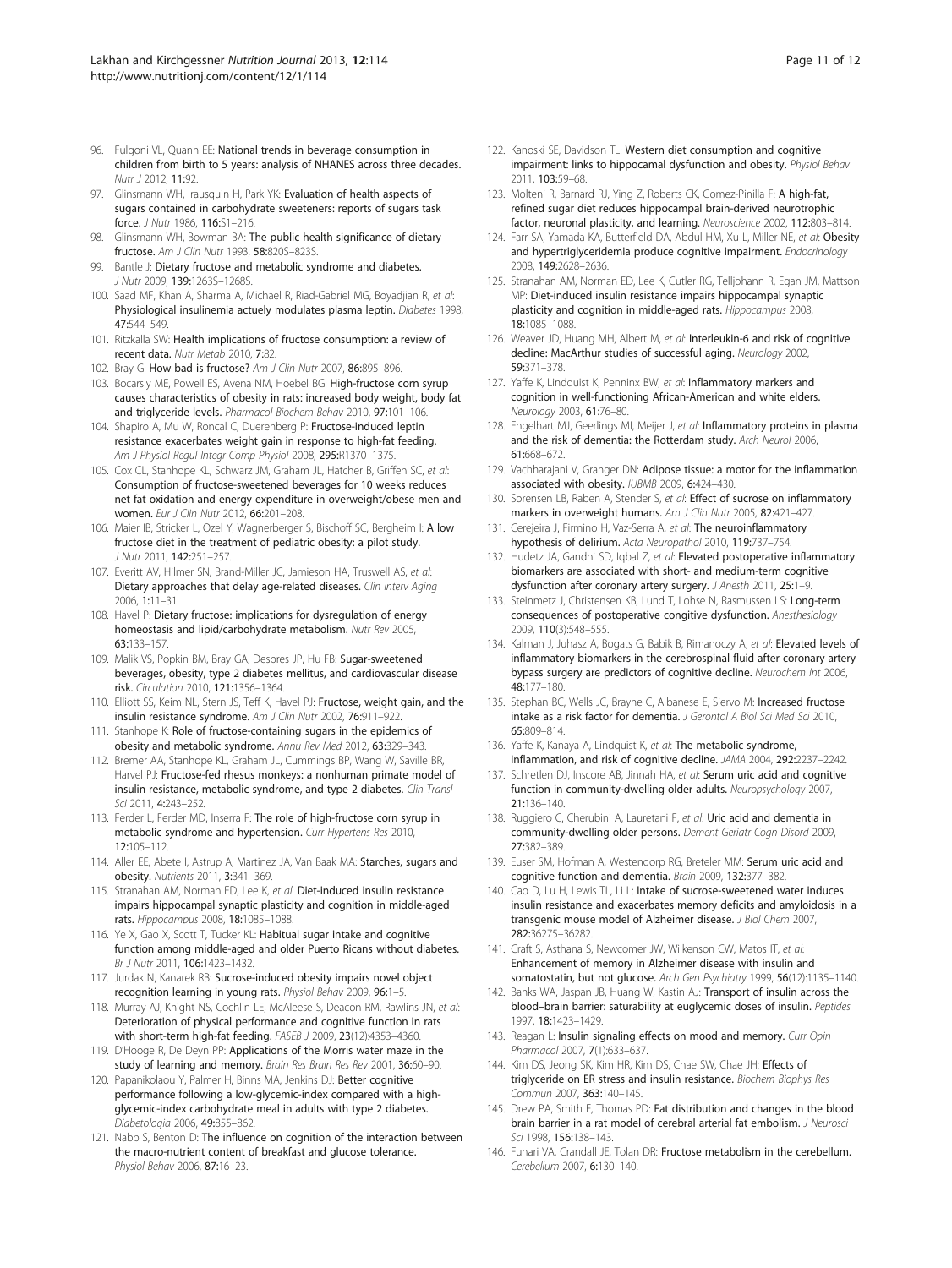96. Fulgoni VL, Quann EE: **National trends in beverage consumption in children from birth to 5 years: analysis of NHANES across three decades.** *Nutr J* 2012, **11**:92.
97. Glinsmann WH, Irausquin H, Park YK: **Evaluation of health aspects of sugars contained in carbohydrate sweeteners: reports of sugars task force.** *J Nutr* 1986, **116**:S1–216.
98. Glinsmann WH, Bowman BA: **The public health significance of dietary fructose.** *Am J Clin Nutr* 1993, **58**:820S–823S.
99. Bantle J: **Dietary fructose and metabolic syndrome and diabetes.** *J Nutr* 2009, **139**:1263S–1268S.
100. Saad MF, Khan A, Sharma A, Michael R, Riad-Gabriel MG, Boyadjian R, *et al*: **Physiological insulinemia actuely modulates plasma leptin.** *Diabetes* 1998, **47**:544–549.
101. Ritzkalla SW: **Health implications of fructose consumption: a review of recent data.** *Nutr Metab* 2010, **7**:82.
102. Bray G: **How bad is fructose?** *Am J Clin Nutr* 2007, **86**:895–896.
103. Bocarsly ME, Powell ES, Avena NM, Hoebel BG: **High-fructose corn syrup causes characteristics of obesity in rats: increased body weight, body fat and triglyceride levels.** *Pharmacol Biochem Behav* 2010, **97**:101–106.
104. Shapiro A, Mu W, Roncal C, Duerenberg P: **Fructose-induced leptin resistance exacerbates weight gain in response to high-fat feeding.** *Am J Physiol Regul Integr Comp Physiol* 2008, **295**:R1370–1375.
105. Cox CL, Stanhope KL, Schwarz JM, Graham JL, Hatcher B, Griffen SC, *et al*: **Consumption of fructose-sweetened beverages for 10 weeks reduces net fat oxidation and energy expenditure in overweight/obese men and women.** *Eur J Clin Nutr* 2012, **66**:201–208.
106. Maier IB, Stricker L, Ozel Y, Wagnerberger S, Bischoff SC, Bergheim I: **A low fructose diet in the treatment of pediatric obesity: a pilot study.** *J Nutr* 2011, **142**:251–257.
107. Everitt AV, Hilmer SN, Brand-Miller JC, Jamieson HA, Truswell AS, *et al*: **Dietary approaches that delay age-related diseases.** *Clin Interv Aging* 2006, **1**:11–31.
108. Havel P: **Dietary fructose: implications for dysregulation of energy homeostasis and lipid/carbohydrate metabolism.** *Nutr Rev* 2005, **63**:133–157.
109. Malik VS, Popkin BM, Bray GA, Despres JP, Hu FB: **Sugar-sweetened beverages, obesity, type 2 diabetes mellitus, and cardiovascular disease risk.** *Circulation* 2010, **121**:1356–1364.
110. Elliott SS, Keim NL, Stern JS, Teff K, Havel PJ: **Fructose, weight gain, and the insulin resistance syndrome.** *Am J Clin Nutr* 2002, **76**:911–922.
111. Stanhope K: **Role of fructose-containing sugars in the epidemics of obesity and metabolic syndrome.** *Annu Rev Med* 2012, **63**:329–343.
112. Bremer AA, Stanhope KL, Graham JL, Cummings BP, Wang W, Saville BR, Harvel PJ: **Fructose-fed rhesus monkeys: a nonhuman primate model of insulin resistance, metabolic syndrome, and type 2 diabetes.** *Clin Transl Sci* 2011, **4**:243–252.
113. Ferder L, Ferder MD, Inserra F: **The role of high-fructose corn syrup in metabolic syndrome and hypertension.** *Curr Hypertens Res* 2010, **12**:105–112.
114. Aller EE, Abete I, Astrup A, Martinez JA, Van Baak MA: **Starches, sugars and obesity.** *Nutrients* 2011, **3**:341–369.
115. Stranahan AM, Norman ED, Lee K, *et al*: **Diet-induced insulin resistance impairs hippocampal synaptic plasticity and cognition in middle-aged rats.** *Hippocampus* 2008, **18**:1085–1088.
116. Ye X, Gao X, Scott T, Tucker KL: **Habitual sugar intake and cognitive function among middle-aged and older Puerto Ricans without diabetes.** *Br J Nutr* 2011, **106**:1423–1432.
117. Jurdak N, Kanarek RB: **Sucrose-induced obesity impairs novel object recognition learning in young rats.** *Physiol Behav* 2009, **96**:1–5.
118. Murray AJ, Knight NS, Cochlin LE, McAleese S, Deacon RM, Rawlins JN, *et al*: **Deterioration of physical performance and cognitive function in rats with short-term high-fat feeding.** *FASEB J* 2009, **23**(12):4353–4360.
119. D'Hooge R, De Deyn PP: **Applications of the Morris water maze in the study of learning and memory.** *Brain Res Brain Res Rev* 2001, **36**:60–90.
120. Papanikolaou Y, Palmer H, Binns MA, Jenkins DJ: **Better cognitive performance following a low-glycemic-index compared with a high-glycemic-index carbohydrate meal in adults with type 2 diabetes.** *Diabetologia* 2006, **49**:855–862.
121. Nabb S, Benton D: **The influence on cognition of the interaction between the macro-nutrient content of breakfast and glucose tolerance.** *Physiol Behav* 2006, **87**:16–23.
122. Kanoski SE, Davidson TL: **Western diet consumption and cognitive impairment: links to hippocamal dysfunction and obesity.** *Physiol Behav* 2011, **103**:59–68.
123. Molteni R, Barnard RJ, Ying Z, Roberts CK, Gomez-Pinilla F: **A high-fat, refined sugar diet reduces hippocampal brain-derived neurotrophic factor, neuronal plasticity, and learning.** *Neuroscience* 2002, **112**:803–814.
124. Farr SA, Yamada KA, Butterfield DA, Abdul HM, Xu L, Miller NE, *et al*: **Obesity and hypertriglyceridemia produce cognitive impairment.** *Endocrinology* 2008, **149**:2628–2636.
125. Stranahan AM, Norman ED, Lee K, Cutler RG, Telljohann R, Egan JM, Mattson MP: **Diet-induced insulin resistance impairs hippocampal synaptic plasticity and cognition in middle-aged rats.** *Hippocampus* 2008, **18**:1085–1088.
126. Weaver JD, Huang MH, Albert M, *et al*: **Interleukin-6 and risk of cognitive decline: MacArthur studies of successful aging.** *Neurology* 2002, **59**:371–378.
127. Yaffe K, Lindquist K, Penninx BW, *et al*: **Inflammatory markers and cognition in well-functioning African-American and white elders.** *Neurology* 2003, **61**:76–80.
128. Engelhart MJ, Geerlings MI, Meijer J, *et al*: **Inflammatory proteins in plasma and the risk of dementia: the Rotterdam study.** *Arch Neurol* 2006, **61**:668–672.
129. Vachharajani V, Granger DN: **Adipose tissue: a motor for the inflammation associated with obesity.** *IUBMB* 2009, **6**:424–430.
130. Sorensen LB, Raben A, Stender S, *et al*: **Effect of sucrose on inflammatory markers in overweight humans.** *Am J Clin Nutr* 2005, **82**:421–427.
131. Cerejeira J, Firmino H, Vaz-Serra A, *et al*: **The neuroinflammatory hypothesis of delirium.** *Acta Neuropathol* 2010, **119**:737–754.
132. Hudetz JA, Gandhi SD, Iqbal Z, *et al*: **Elevated postoperative inflammatory biomarkers are associated with short- and medium-term cognitive dysfunction after coronary artery surgery.** *J Anesth* 2011, **25**:1–9.
133. Steinmetz J, Christensen KB, Lund T, Lohse N, Rasmussen LS: **Long-term consequences of postoperative cognitive dysfunction.** *Anesthesiology* 2009, **110**(3):548–555.
134. Kalman J, Juhasz A, Bogats G, Babik B, Rimanoczy A, *et al*: **Elevated levels of inflammatory biomarkers in the cerebrospinal fluid after coronary artery bypass surgery are predictors of cognitive decline.** *Neurochem Int* 2006, **48**:177–180.
135. Stephan BC, Wells JC, Brayne C, Albanese E, Siervo M: **Increased fructose intake as a risk factor for dementia.** *J Gerontol A Biol Sci Med Sci* 2010, **65**:809–814.
136. Yaffe K, Kanaya A, Lindquist K, *et al*: **The metabolic syndrome, inflammation, and risk of cognitive decline.** *JAMA* 2004, **292**:2237–2242.
137. Schretlen DJ, Inscore AB, Jinnah HA, *et al*: **Serum uric acid and cognitive function in community-dwelling older adults.** *Neuropsychology* 2007, **21**:136–140.
138. Ruggiero C, Cherubini A, Lauretani F, *et al*: **Uric acid and dementia in community-dwelling older persons.** *Dement Geriatr Cogn Disord* 2009, **27**:382–389.
139. Euser SM, Hofman A, Westendorp RG, Breteler MM: **Serum uric acid and cognitive function and dementia.** *Brain* 2009, **132**:377–382.
140. Cao D, Lu H, Lewis TL, Li L: **Intake of sucrose-sweetened water induces insulin resistance and exacerbates memory deficits and amyloidosis in a transgenic mouse model of Alzheimer disease.** *J Biol Chem* 2007, **282**:36275–36282.
141. Craft S, Asthana S, Newcomer JW, Wilkenson CW, Matos IT, *et al*: **Enhancement of memory in Alzheimer disease with insulin and somatostatin, but not glucose.** *Arch Gen Psychiatry* 1999, **56**(12):1135–1140.
142. Banks WA, Jaspan JB, Huang W, Kastin AJ: **Transport of insulin across the blood–brain barrier: saturability at euglycemic doses of insulin.** *Peptides* 1997, **18**:1423–1429.
143. Reagan L: **Insulin signaling effects on mood and memory.** *Curr Opin Pharmacol* 2007, **7**(1):633–637.
144. Kim DS, Jeong SK, Kim HR, Kim DS, Chae SW, Chae JH: **Effects of triglyceride on ER stress and insulin resistance.** *Biochem Biophys Res Commun* 2007, **363**:140–145.
145. Drew PA, Smith E, Thomas PD: **Fat distribution and changes in the blood brain barrier in a rat model of cerebral arterial fat embolism.** *J Neurosci Sci* 1998, **156**:138–143.
146. Funari VA, Crandall JE, Tolan DR: **Fructose metabolism in the cerebellum.** *Cerebellum* 2007, **6**:130–140.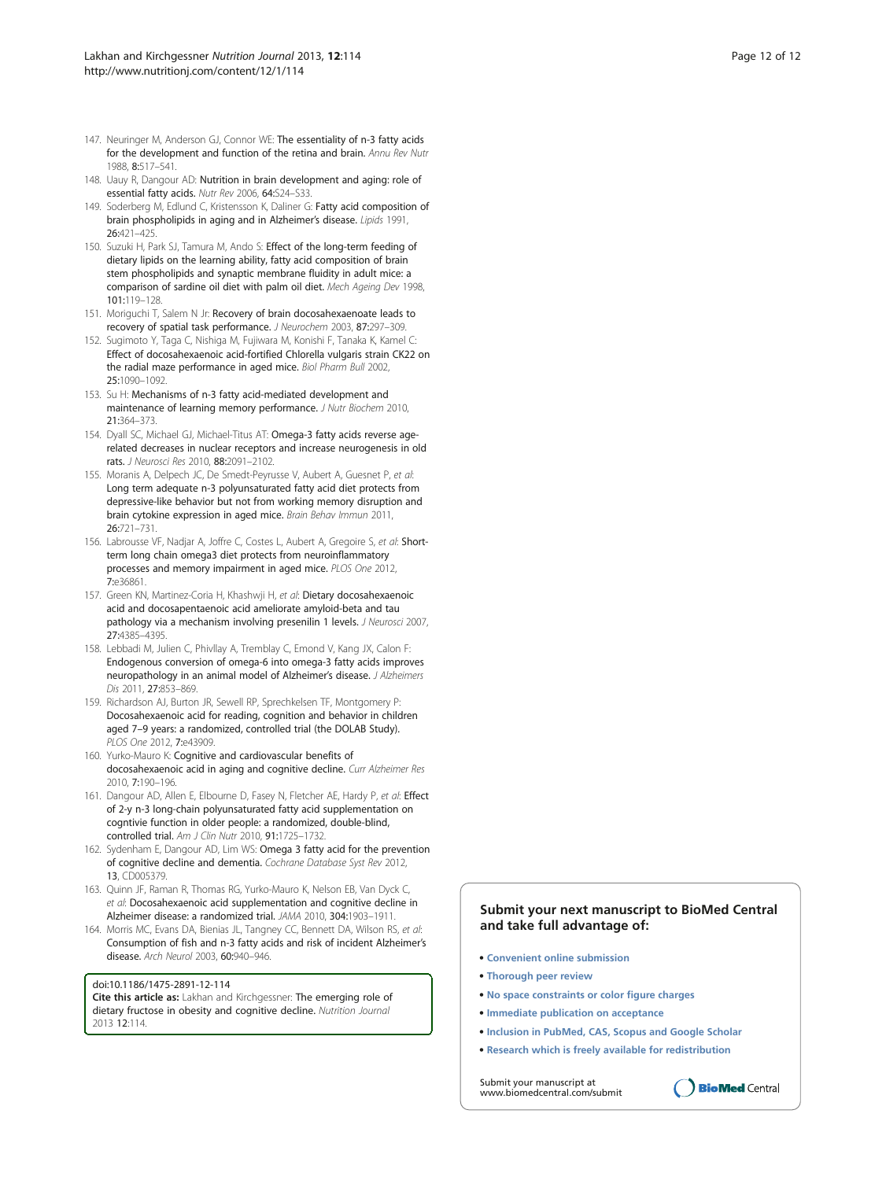147. Neuringer M, Anderson GJ, Connor WE: The essentiality of n-3 fatty acids for the development and function of the retina and brain. *Annu Rev Nutr* 1988, **8:**517–541.
148. Uauy R, Dangour AD: Nutrition in brain development and aging: role of essential fatty acids. *Nutr Rev* 2006, **64:**S24–S33.
149. Soderberg M, Edlund C, Kristensson K, Daliner G: Fatty acid composition of brain phospholipids in aging and in Alzheimer's disease. *Lipids* 1991, **26:**421–425.
150. Suzuki H, Park SJ, Tamura M, Ando S: Effect of the long-term feeding of dietary lipids on the learning ability, fatty acid composition of brain stem phospholipids and synaptic membrane fluidity in adult mice: a comparison of sardine oil diet with palm oil diet. *Mech Ageing Dev* 1998, **101:**119–128.
151. Moriguchi T, Salem N Jr: Recovery of brain docosahexaenoate leads to recovery of spatial task performance. *J Neurochem* 2003, **87:**297–309.
152. Sugimoto Y, Taga C, Nishiga M, Fujiwara M, Konishi F, Tanaka K, Kamel C: Effect of docosahexaenoic acid-fortified Chlorella vulgaris strain CK22 on the radial maze performance in aged mice. *Biol Pharm Bull* 2002, **25:**1090–1092.
153. Su H: Mechanisms of n-3 fatty acid-mediated development and maintenance of learning memory performance. *J Nutr Biochem* 2010, **21:**364–373.
154. Dyall SC, Michael GJ, Michael-Titus AT: Omega-3 fatty acids reverse age-related decreases in nuclear receptors and increase neurogenesis in old rats. *J Neurosci Res* 2010, **88:**2091–2102.
155. Moranis A, Delpech JC, De Smedt-Peyrusse V, Aubert A, Guesnet P, *et al*: Long term adequate n-3 polyunsaturated fatty acid diet protects from depressive-like behavior but not from working memory disruption and brain cytokine expression in aged mice. *Brain Behav Immun* 2011, **26:**721–731.
156. Labrousse VF, Nadjar A, Joffre C, Costes L, Aubert A, Gregoire S, *et al*: Short-term long chain omega3 diet protects from neuroinflammatory processes and memory impairment in aged mice. *PLOS One* 2012, **7:**e36861.
157. Green KN, Martinez-Coria H, Khashwji H, *et al*: Dietary docosahexaenoic acid and docosapentaenoic acid ameliorate amyloid-beta and tau pathology via a mechanism involving presenilin 1 levels. *J Neurosci* 2007, **27:**4385–4395.
158. Lebbadi M, Julien C, Phivllay A, Tremblay C, Emond V, Kang JX, Calon F: Endogenous conversion of omega-6 into omega-3 fatty acids improves neuropathology in an animal model of Alzheimer's disease. *J Alzheimers Dis* 2011, **27:**853–869.
159. Richardson AJ, Burton JR, Sewell RP, Sprechkelsen TF, Montgomery P: Docosahexaenoic acid for reading, cognition and behavior in children aged 7–9 years: a randomized, controlled trial (the DOLAB Study). *PLOS One* 2012, **7:**e43909.
160. Yurko-Mauro K: Cognitive and cardiovascular benefits of docosahexaenoic acid in aging and cognitive decline. *Curr Alzheimer Res* 2010, **7:**190–196.
161. Dangour AD, Allen E, Elbourne D, Fasey N, Fletcher AE, Hardy P, *et al*: Effect of 2-y n-3 long-chain polyunsaturated fatty acid supplementation on cogntivie function in older people: a randomized, double-blind, controlled trial. *Am J Clin Nutr* 2010, **91:**1725–1732.
162. Sydenham E, Dangour AD, Lim WS: Omega 3 fatty acid for the prevention of cognitive decline and dementia. *Cochrane Database Syst Rev* 2012, **13**, CD005379.
163. Quinn JF, Raman R, Thomas RG, Yurko-Mauro K, Nelson EB, Van Dyck C, *et al*: Docosahexaenoic acid supplementation and cognitive decline in Alzheimer disease: a randomized trial. *JAMA* 2010, **304:**1903–1911.
164. Morris MC, Evans DA, Bienias JL, Tangney CC, Bennett DA, Wilson RS, *et al*: Consumption of fish and n-3 fatty acids and risk of incident Alzheimer's disease. *Arch Neurol* 2003, **60:**940–946.

doi:10.1186/1475-2891-12-114

**Cite this article as:** Lakhan and Kirchgessner: The emerging role of dietary fructose in obesity and cognitive decline. *Nutrition Journal* 2013 **12**:114.

**Submit your next manuscript to BioMed Central and take full advantage of:**

- **Convenient online submission**
- **Thorough peer review**
- **No space constraints or color figure charges**
- **Immediate publication on acceptance**
- **Inclusion in PubMed, CAS, Scopus and Google Scholar**
- **Research which is freely available for redistribution**

Submit your manuscript at
www.biomedcentral.com/submit

BioMed Central